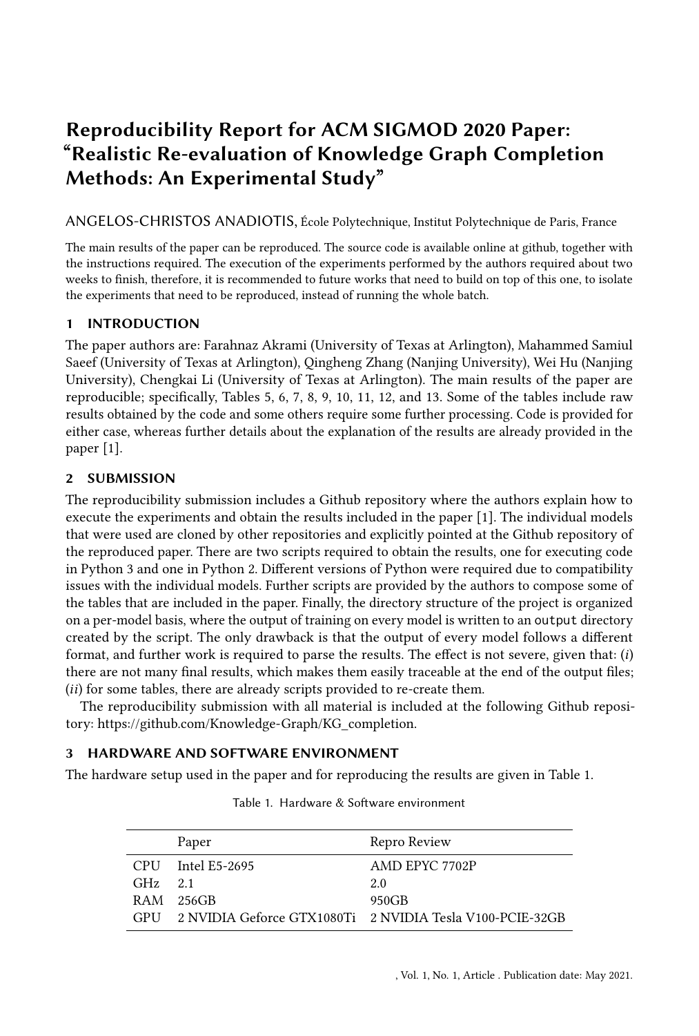# Reproducibility Report for ACM SIGMOD 2020 Paper: "Realistic Re-evaluation of Knowledge Graph Completion Methods: An Experimental Study"

ANGELOS-CHRISTOS ANADIOTIS, École Polytechnique, Institut Polytechnique de Paris, France

The main results of the paper can be reproduced. The source code is available online at github, together with the instructions required. The execution of the experiments performed by the authors required about two weeks to finish, therefore, it is recommended to future works that need to build on top of this one, to isolate the experiments that need to be reproduced, instead of running the whole batch.

## 1 INTRODUCTION

The paper authors are: Farahnaz Akrami (University of Texas at Arlington), Mahammed Samiul Saeef (University of Texas at Arlington), Qingheng Zhang (Nanjing University), Wei Hu (Nanjing University), Chengkai Li (University of Texas at Arlington). The main results of the paper are reproducible; specifically, Tables 5, 6, 7, 8, 9, 10, 11, 12, and 13. Some of the tables include raw results obtained by the code and some others require some further processing. Code is provided for either case, whereas further details about the explanation of the results are already provided in the paper [1].

## 2 SUBMISSION

The reproducibility submission includes a Github repository where the authors explain how to execute the experiments and obtain the results included in the paper [1]. The individual models that were used are cloned by other repositories and explicitly pointed at the Github repository of the reproduced paper. There are two scripts required to obtain the results, one for executing code in Python 3 and one in Python 2. Different versions of Python were required due to compatibility issues with the individual models. Further scripts are provided by the authors to compose some of the tables that are included in the paper. Finally, the directory structure of the project is organized on a per-model basis, where the output of training on every model is written to an `output` directory created by the script. The only drawback is that the output of every model follows a different format, and further work is required to parse the results. The effect is not severe, given that: (*i*) there are not many final results, which makes them easily traceable at the end of the output files; (*ii*) for some tables, there are already scripts provided to re-create them.

The reproducibility submission with all material is included at the following Github repository: https://github.com/Knowledge-Graph/KG_completion.

## 3 HARDWARE AND SOFTWARE ENVIRONMENT

The hardware setup used in the paper and for reproducing the results are given in Table 1.

Table 1. Hardware & Software environment

| | Paper | Repro Review |
|---|---|---|
| CPU | Intel E5-2695 | AMD EPYC 7702P |
| GHz | 2.1 | 2.0 |
| RAM | 256GB | 950GB |
| GPU | 2 NVIDIA Geforce GTX1080Ti | 2 NVIDIA Tesla V100-PCIE-32GB |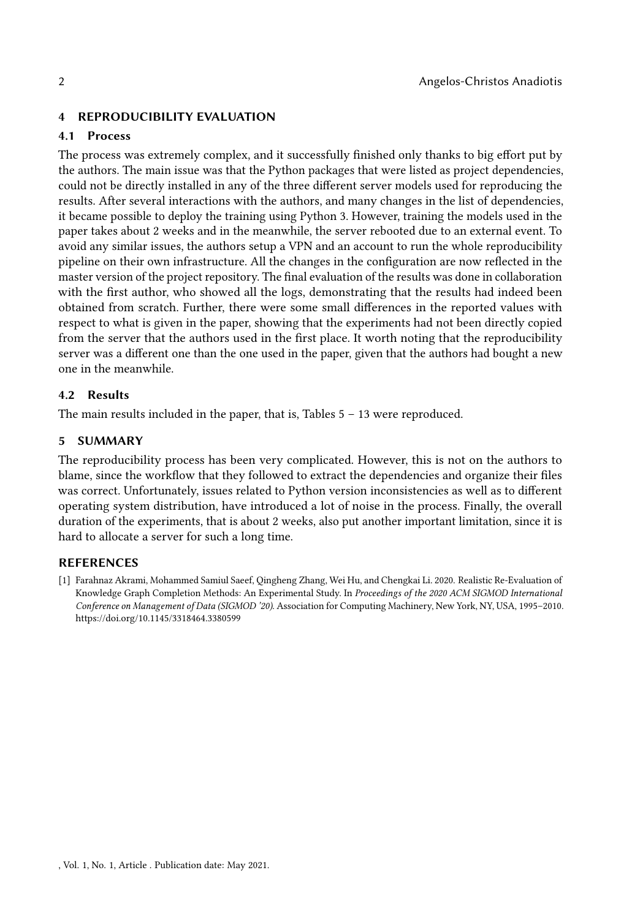## 4 REPRODUCIBILITY EVALUATION

### 4.1 Process

The process was extremely complex, and it successfully finished only thanks to big effort put by the authors. The main issue was that the Python packages that were listed as project dependencies, could not be directly installed in any of the three different server models used for reproducing the results. After several interactions with the authors, and many changes in the list of dependencies, it became possible to deploy the training using Python 3. However, training the models used in the paper takes about 2 weeks and in the meanwhile, the server rebooted due to an external event. To avoid any similar issues, the authors setup a VPN and an account to run the whole reproducibility pipeline on their own infrastructure. All the changes in the configuration are now reflected in the master version of the project repository. The final evaluation of the results was done in collaboration with the first author, who showed all the logs, demonstrating that the results had indeed been obtained from scratch. Further, there were some small differences in the reported values with respect to what is given in the paper, showing that the experiments had not been directly copied from the server that the authors used in the first place. It worth noting that the reproducibility server was a different one than the one used in the paper, given that the authors had bought a new one in the meanwhile.

### 4.2 Results

The main results included in the paper, that is, Tables 5 – 13 were reproduced.

## 5 SUMMARY

The reproducibility process has been very complicated. However, this is not on the authors to blame, since the workflow that they followed to extract the dependencies and organize their files was correct. Unfortunately, issues related to Python version inconsistencies as well as to different operating system distribution, have introduced a lot of noise in the process. Finally, the overall duration of the experiments, that is about 2 weeks, also put another important limitation, since it is hard to allocate a server for such a long time.

## REFERENCES

[1] Farahnaz Akrami, Mohammed Samiul Saeef, Qingheng Zhang, Wei Hu, and Chengkai Li. 2020. Realistic Re-Evaluation of Knowledge Graph Completion Methods: An Experimental Study. In *Proceedings of the 2020 ACM SIGMOD International Conference on Management of Data (SIGMOD '20)*. Association for Computing Machinery, New York, NY, USA, 1995–2010. https://doi.org/10.1145/3318464.3380599